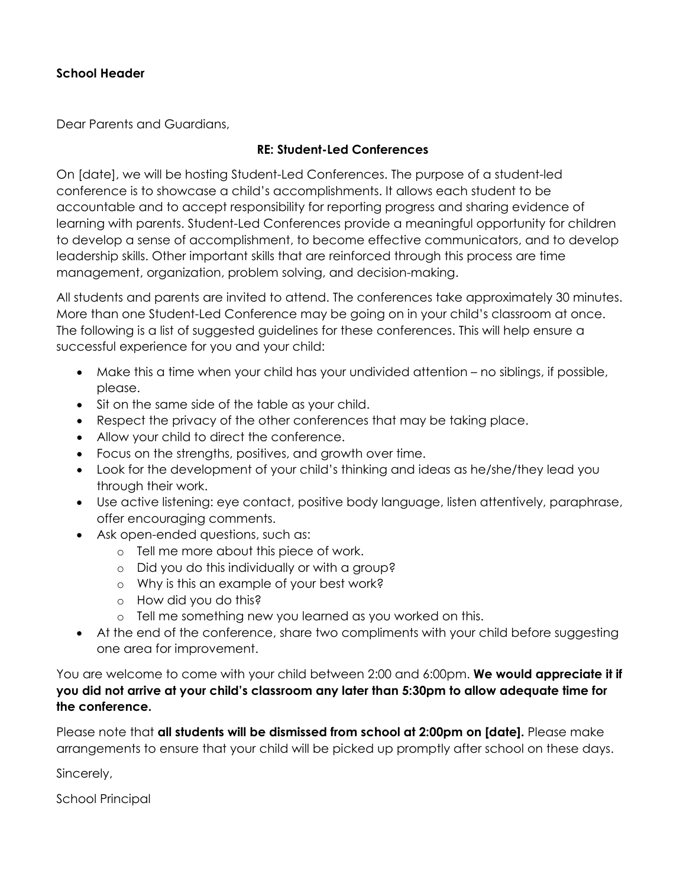**School Header**

Dear Parents and Guardians,

**RE: Student-Led Conferences**

On [date], we will be hosting Student-Led Conferences. The purpose of a student-led conference is to showcase a child's accomplishments. It allows each student to be accountable and to accept responsibility for reporting progress and sharing evidence of learning with parents. Student-Led Conferences provide a meaningful opportunity for children to develop a sense of accomplishment, to become effective communicators, and to develop leadership skills. Other important skills that are reinforced through this process are time management, organization, problem solving, and decision-making.

All students and parents are invited to attend. The conferences take approximately 30 minutes. More than one Student-Led Conference may be going on in your child's classroom at once. The following is a list of suggested guidelines for these conferences. This will help ensure a successful experience for you and your child:

- Make this a time when your child has your undivided attention – no siblings, if possible, please.
- Sit on the same side of the table as your child.
- Respect the privacy of the other conferences that may be taking place.
- Allow your child to direct the conference.
- Focus on the strengths, positives, and growth over time.
- Look for the development of your child's thinking and ideas as he/she/they lead you through their work.
- Use active listening: eye contact, positive body language, listen attentively, paraphrase, offer encouraging comments.
- Ask open-ended questions, such as:
    - Tell me more about this piece of work.
    - Did you do this individually or with a group?
    - Why is this an example of your best work?
    - How did you do this?
    - Tell me something new you learned as you worked on this.
- At the end of the conference, share two compliments with your child before suggesting one area for improvement.

You are welcome to come with your child between 2:00 and 6:00pm. **We would appreciate it if you did not arrive at your child's classroom any later than 5:30pm to allow adequate time for the conference.**

Please note that **all students will be dismissed from school at 2:00pm on [date].** Please make arrangements to ensure that your child will be picked up promptly after school on these days.

Sincerely,

School Principal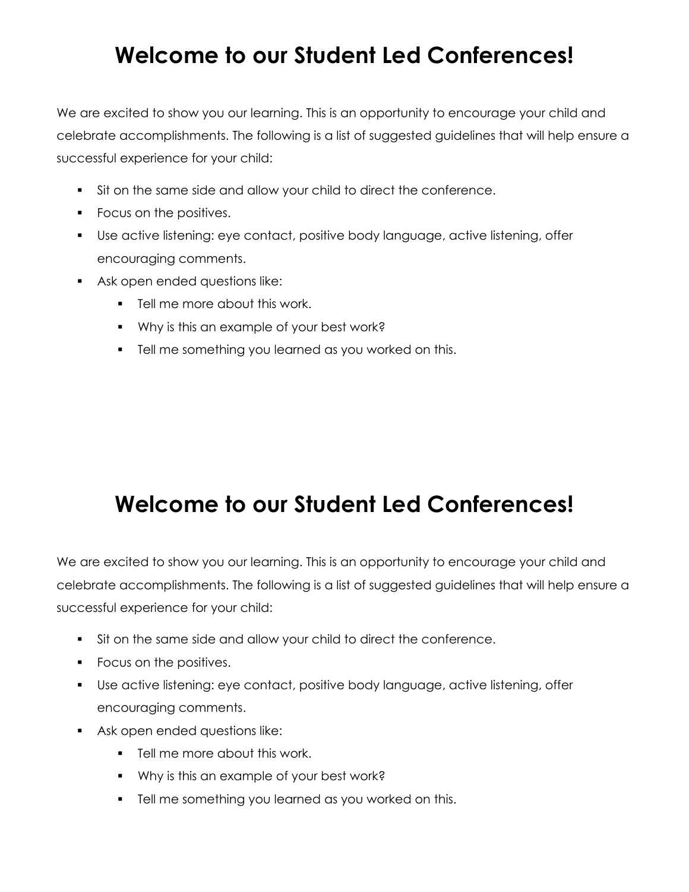# Welcome to our Student Led Conferences!

We are excited to show you our learning. This is an opportunity to encourage your child and celebrate accomplishments. The following is a list of suggested guidelines that will help ensure a successful experience for your child:

- Sit on the same side and allow your child to direct the conference.
- Focus on the positives.
- Use active listening: eye contact, positive body language, active listening, offer encouraging comments.
- Ask open ended questions like:
  - Tell me more about this work.
  - Why is this an example of your best work?
  - Tell me something you learned as you worked on this.

# Welcome to our Student Led Conferences!

We are excited to show you our learning. This is an opportunity to encourage your child and celebrate accomplishments. The following is a list of suggested guidelines that will help ensure a successful experience for your child:

- Sit on the same side and allow your child to direct the conference.
- Focus on the positives.
- Use active listening: eye contact, positive body language, active listening, offer encouraging comments.
- Ask open ended questions like:
  - Tell me more about this work.
  - Why is this an example of your best work?
  - Tell me something you learned as you worked on this.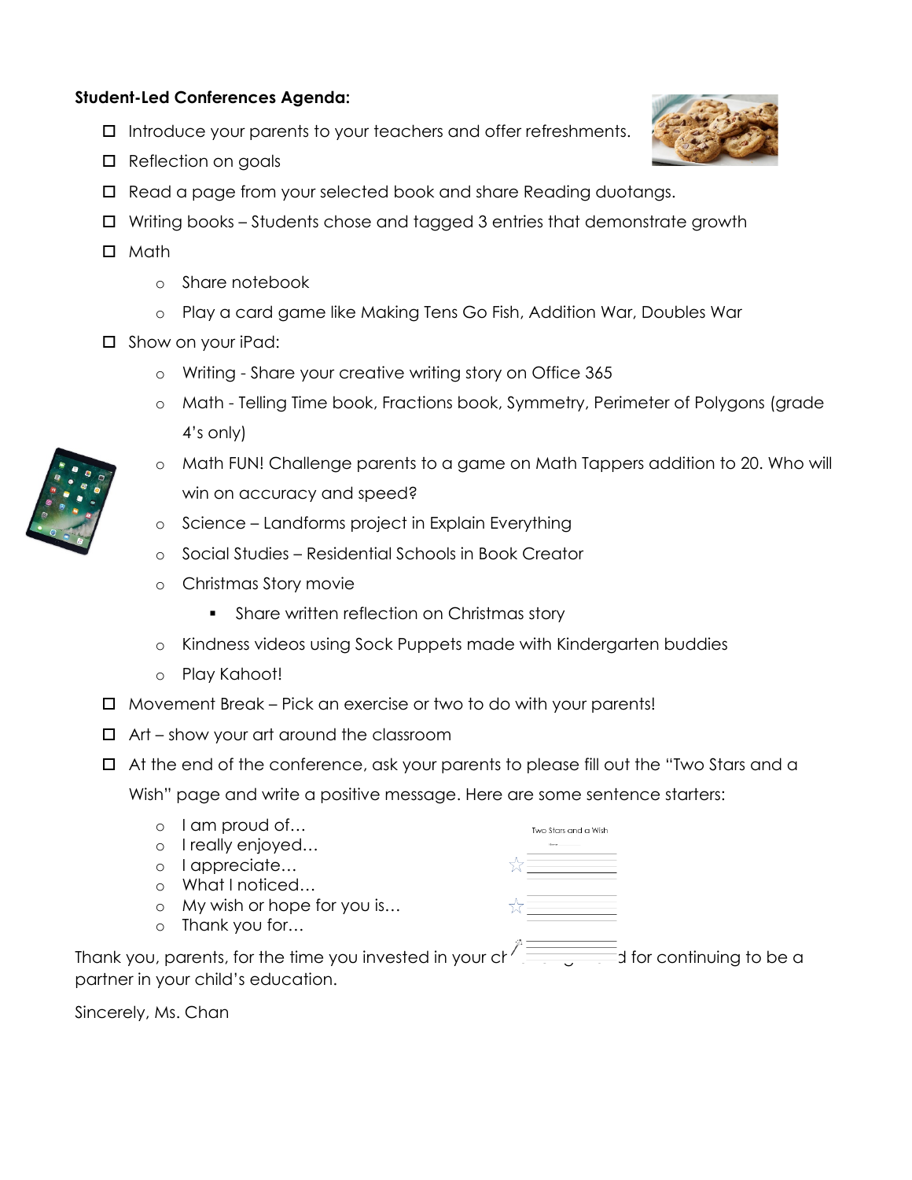**Student-Led Conferences Agenda:**

- [ ] Introduce your parents to your teachers and offer refreshments.
- [ ] Reflection on goals
- [ ] Read a page from your selected book and share Reading duotangs.
- [ ] Writing books – Students chose and tagged 3 entries that demonstrate growth
- [ ] Math
  - Share notebook
  - Play a card game like Making Tens Go Fish, Addition War, Doubles War
- [ ] Show on your iPad:
  - Writing - Share your creative writing story on Office 365
  - Math - Telling Time book, Fractions book, Symmetry, Perimeter of Polygons (grade 4's only)
  - Math FUN! Challenge parents to a game on Math Tappers addition to 20. Who will win on accuracy and speed?
  - Science – Landforms project in Explain Everything
  - Social Studies – Residential Schools in Book Creator
  - Christmas Story movie
    - Share written reflection on Christmas story
  - Kindness videos using Sock Puppets made with Kindergarten buddies
  - Play Kahoot!
- [ ] Movement Break – Pick an exercise or two to do with your parents!
- [ ] Art – show your art around the classroom
- [ ] At the end of the conference, ask your parents to please fill out the "Two Stars and a Wish" page and write a positive message. Here are some sentence starters:
  - I am proud of…
  - I really enjoyed…
  - I appreciate…
  - What I noticed…
  - My wish or hope for you is…
  - Thank you for…

Two Stars and a Wish

Thank you, parents, for the time you invested in your ch... d for continuing to be a partner in your child's education.

Sincerely, Ms. Chan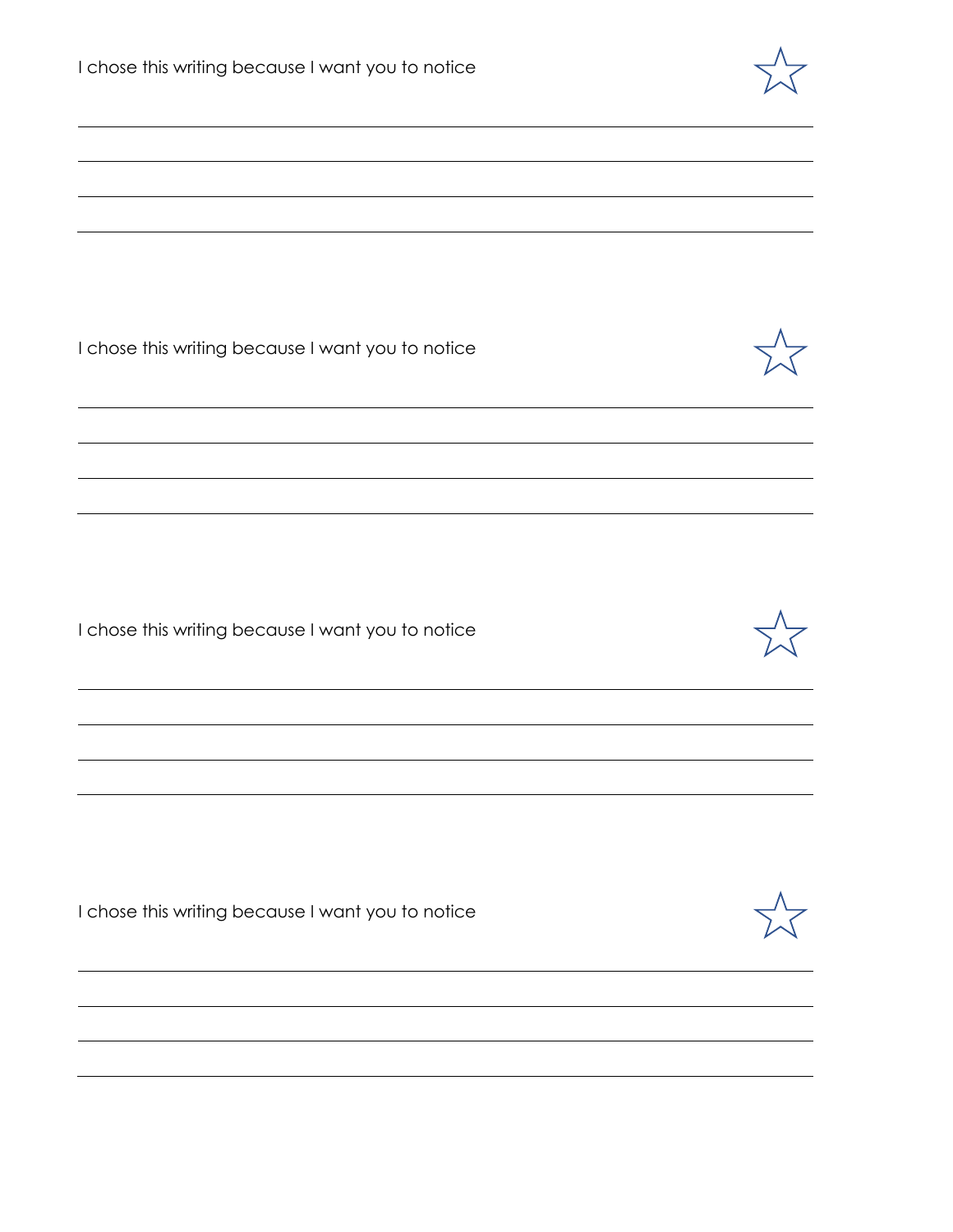I chose this writing because I want you to notice ☆

\_\_\_\_\_\_\_\_\_\_\_\_\_\_\_\_\_\_\_\_\_\_\_\_\_\_\_\_\_\_\_\_\_\_\_\_\_\_\_\_\_\_\_\_\_\_\_\_\_\_\_\_\_\_\_\_\_\_\_\_

\_\_\_\_\_\_\_\_\_\_\_\_\_\_\_\_\_\_\_\_\_\_\_\_\_\_\_\_\_\_\_\_\_\_\_\_\_\_\_\_\_\_\_\_\_\_\_\_\_\_\_\_\_\_\_\_\_\_\_\_

\_\_\_\_\_\_\_\_\_\_\_\_\_\_\_\_\_\_\_\_\_\_\_\_\_\_\_\_\_\_\_\_\_\_\_\_\_\_\_\_\_\_\_\_\_\_\_\_\_\_\_\_\_\_\_\_\_\_\_\_

\_\_\_\_\_\_\_\_\_\_\_\_\_\_\_\_\_\_\_\_\_\_\_\_\_\_\_\_\_\_\_\_\_\_\_\_\_\_\_\_\_\_\_\_\_\_\_\_\_\_\_\_\_\_\_\_\_\_\_\_

I chose this writing because I want you to notice ☆

\_\_\_\_\_\_\_\_\_\_\_\_\_\_\_\_\_\_\_\_\_\_\_\_\_\_\_\_\_\_\_\_\_\_\_\_\_\_\_\_\_\_\_\_\_\_\_\_\_\_\_\_\_\_\_\_\_\_\_\_

\_\_\_\_\_\_\_\_\_\_\_\_\_\_\_\_\_\_\_\_\_\_\_\_\_\_\_\_\_\_\_\_\_\_\_\_\_\_\_\_\_\_\_\_\_\_\_\_\_\_\_\_\_\_\_\_\_\_\_\_

\_\_\_\_\_\_\_\_\_\_\_\_\_\_\_\_\_\_\_\_\_\_\_\_\_\_\_\_\_\_\_\_\_\_\_\_\_\_\_\_\_\_\_\_\_\_\_\_\_\_\_\_\_\_\_\_\_\_\_\_

\_\_\_\_\_\_\_\_\_\_\_\_\_\_\_\_\_\_\_\_\_\_\_\_\_\_\_\_\_\_\_\_\_\_\_\_\_\_\_\_\_\_\_\_\_\_\_\_\_\_\_\_\_\_\_\_\_\_\_\_

I chose this writing because I want you to notice ☆

\_\_\_\_\_\_\_\_\_\_\_\_\_\_\_\_\_\_\_\_\_\_\_\_\_\_\_\_\_\_\_\_\_\_\_\_\_\_\_\_\_\_\_\_\_\_\_\_\_\_\_\_\_\_\_\_\_\_\_\_

\_\_\_\_\_\_\_\_\_\_\_\_\_\_\_\_\_\_\_\_\_\_\_\_\_\_\_\_\_\_\_\_\_\_\_\_\_\_\_\_\_\_\_\_\_\_\_\_\_\_\_\_\_\_\_\_\_\_\_\_

\_\_\_\_\_\_\_\_\_\_\_\_\_\_\_\_\_\_\_\_\_\_\_\_\_\_\_\_\_\_\_\_\_\_\_\_\_\_\_\_\_\_\_\_\_\_\_\_\_\_\_\_\_\_\_\_\_\_\_\_

\_\_\_\_\_\_\_\_\_\_\_\_\_\_\_\_\_\_\_\_\_\_\_\_\_\_\_\_\_\_\_\_\_\_\_\_\_\_\_\_\_\_\_\_\_\_\_\_\_\_\_\_\_\_\_\_\_\_\_\_

I chose this writing because I want you to notice ☆

\_\_\_\_\_\_\_\_\_\_\_\_\_\_\_\_\_\_\_\_\_\_\_\_\_\_\_\_\_\_\_\_\_\_\_\_\_\_\_\_\_\_\_\_\_\_\_\_\_\_\_\_\_\_\_\_\_\_\_\_

\_\_\_\_\_\_\_\_\_\_\_\_\_\_\_\_\_\_\_\_\_\_\_\_\_\_\_\_\_\_\_\_\_\_\_\_\_\_\_\_\_\_\_\_\_\_\_\_\_\_\_\_\_\_\_\_\_\_\_\_

\_\_\_\_\_\_\_\_\_\_\_\_\_\_\_\_\_\_\_\_\_\_\_\_\_\_\_\_\_\_\_\_\_\_\_\_\_\_\_\_\_\_\_\_\_\_\_\_\_\_\_\_\_\_\_\_\_\_\_\_

\_\_\_\_\_\_\_\_\_\_\_\_\_\_\_\_\_\_\_\_\_\_\_\_\_\_\_\_\_\_\_\_\_\_\_\_\_\_\_\_\_\_\_\_\_\_\_\_\_\_\_\_\_\_\_\_\_\_\_\_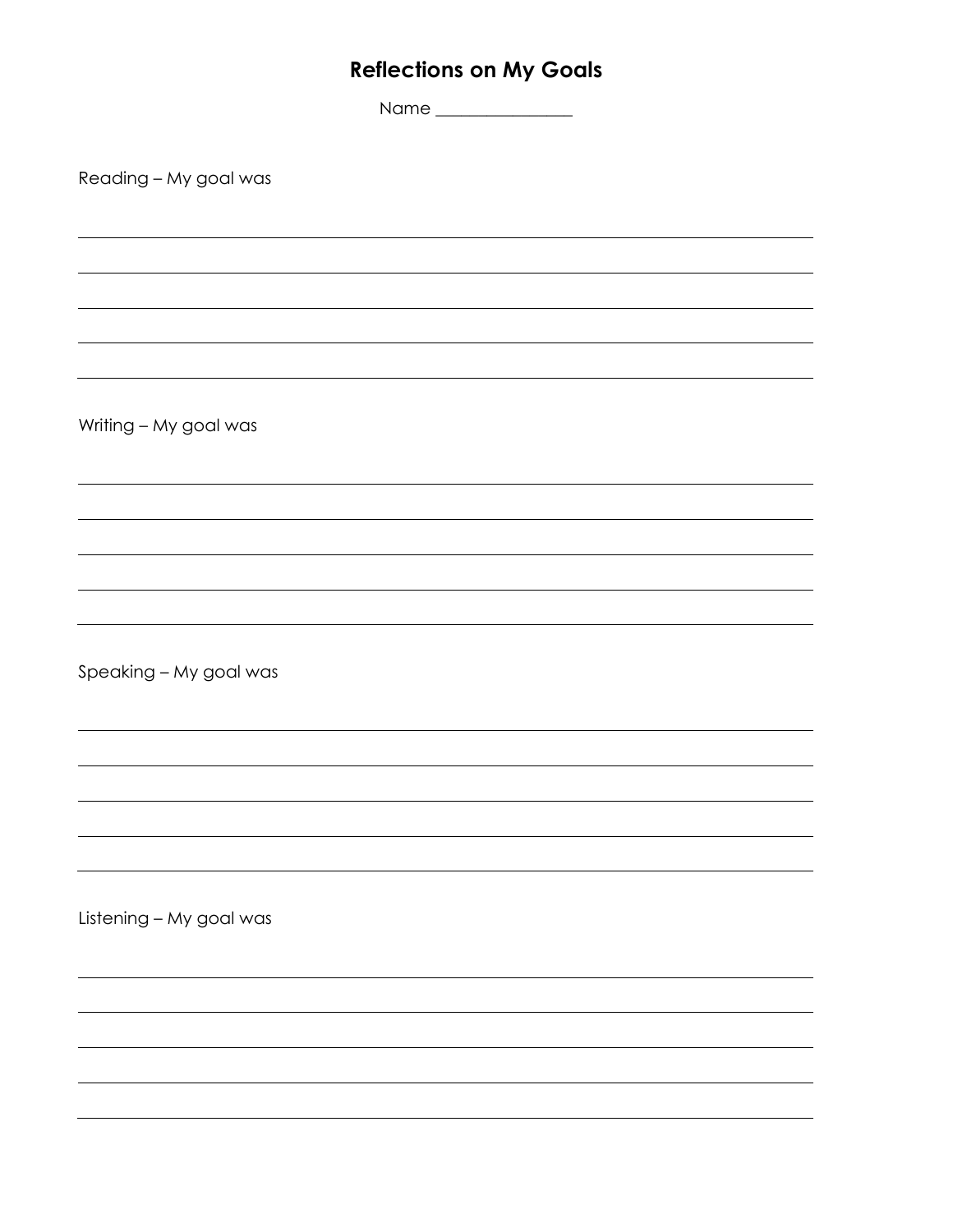# Reflections on My Goals

Name ________________

Reading – My goal was

_______________________________________________

_______________________________________________

_______________________________________________

_______________________________________________

_______________________________________________

Writing – My goal was

_______________________________________________

_______________________________________________

_______________________________________________

_______________________________________________

_______________________________________________

Speaking – My goal was

_______________________________________________

_______________________________________________

_______________________________________________

_______________________________________________

_______________________________________________

Listening – My goal was

_______________________________________________

_______________________________________________

_______________________________________________

_______________________________________________

_______________________________________________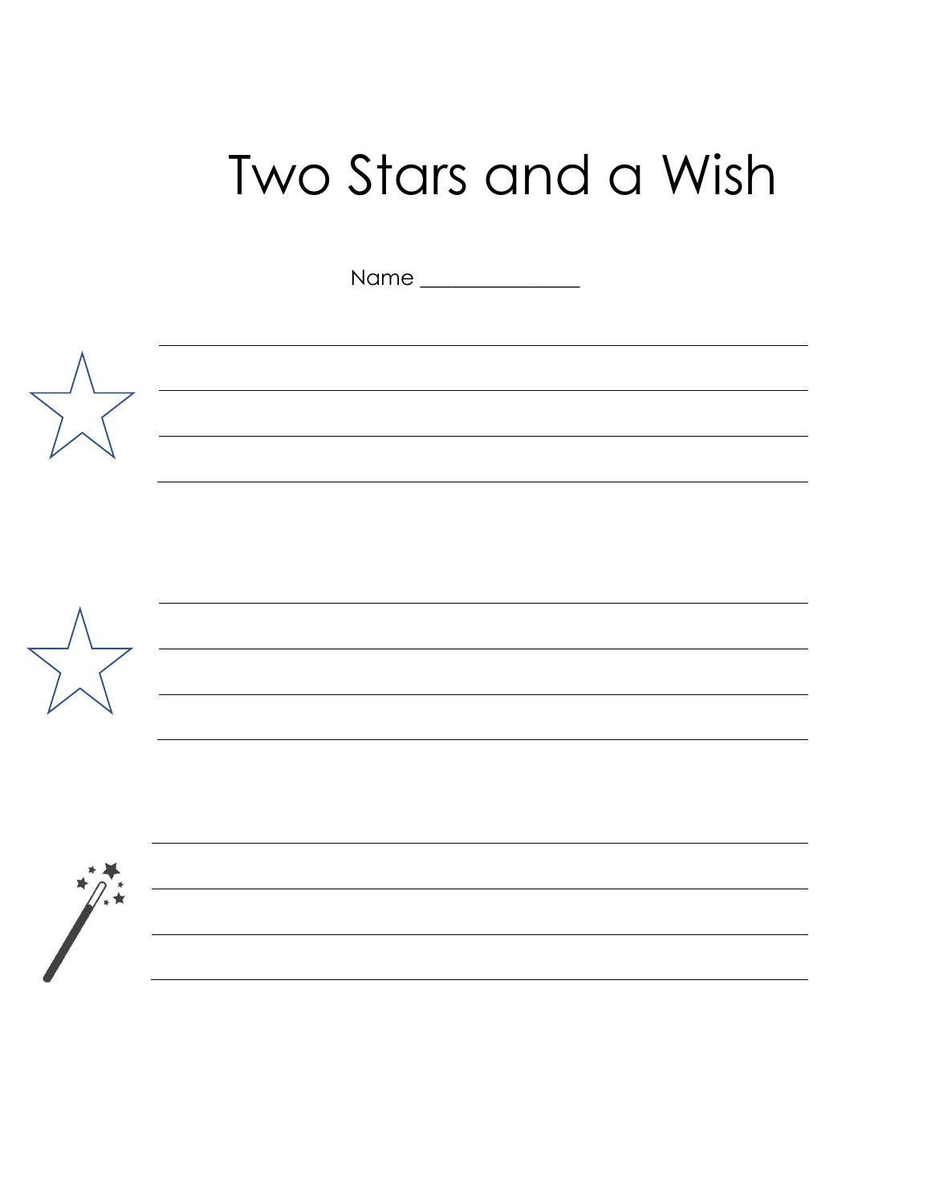# Two Stars and a Wish

Name _______________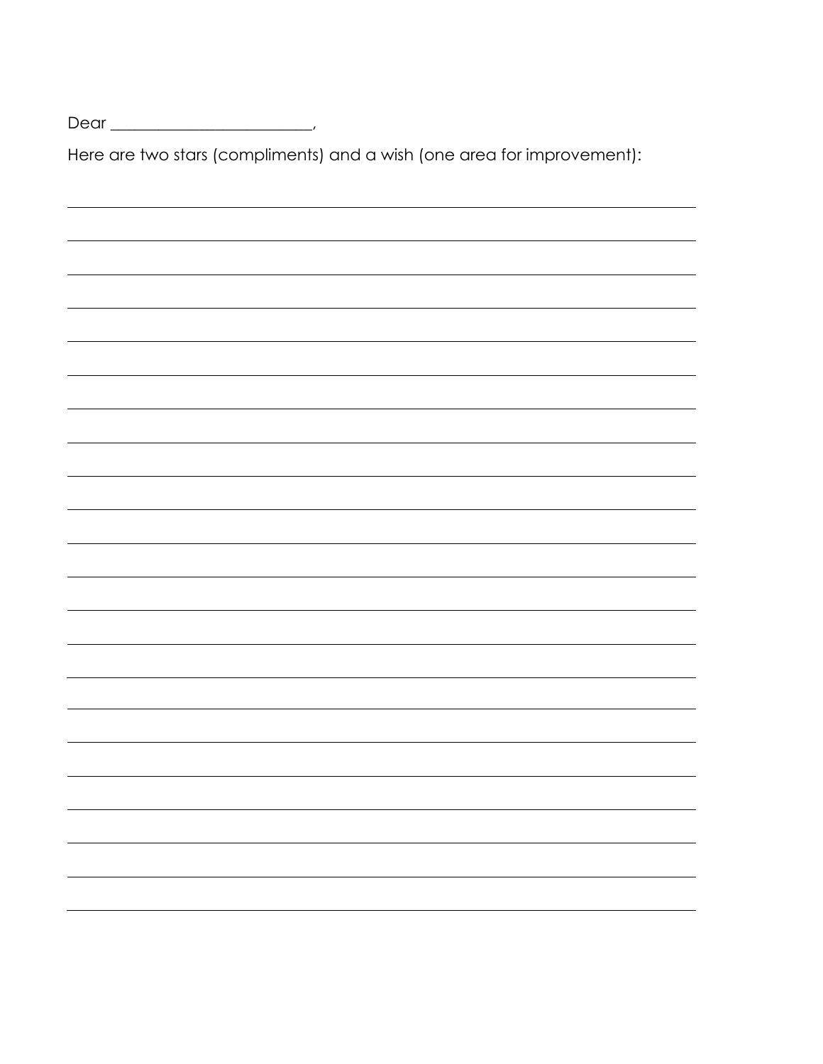Dear _________________________,

Here are two stars (compliments) and a wish (one area for improvement):